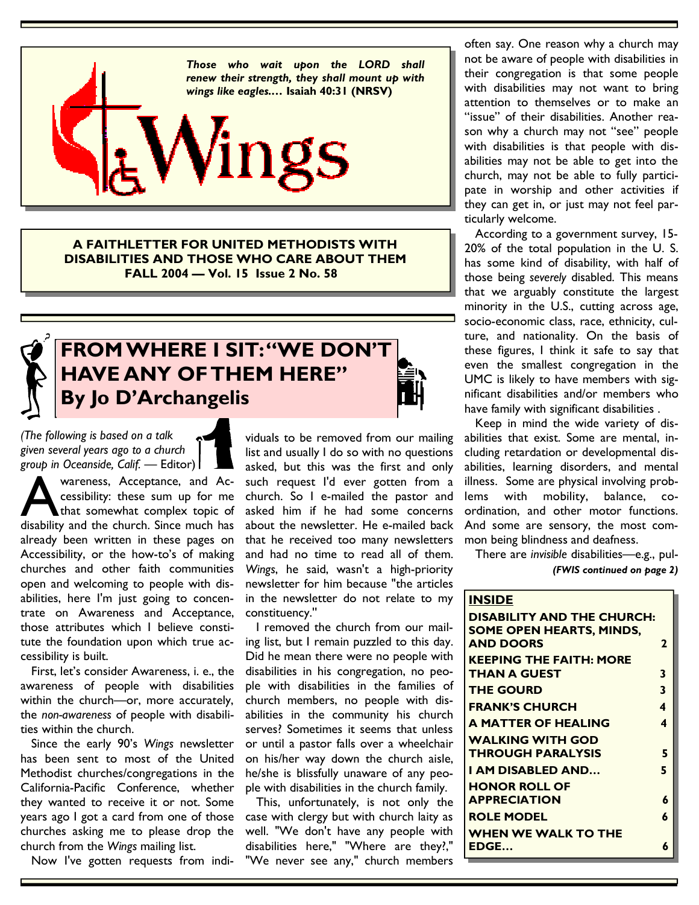*Those who wait upon the LORD shall renew their strength, they shall mount up with wings like eagles....* **Isaiah 40:31 (NRSV)**

# Wings

**A FAITHLETTER FOR UNITED METHODISTS WITH DISABILITIES AND THOSE WHO CARE ABOUT THEM**
**FALL 2004 — Vol. 15 Issue 2 No. 58**

## FROM WHERE I SIT: "WE DON'T HAVE ANY OF THEM HERE"
## By Jo D'Archangelis

*(The following is based on a talk given several years ago to a church group in Oceanside, Calif.* — Editor)

Awareness, Acceptance, and Accessibility: these sum up for me that somewhat complex topic of disability and the church. Since much has already been written in these pages on Accessibility, or the how-to's of making churches and other faith communities open and welcoming to people with disabilities, here I'm just going to concentrate on Awareness and Acceptance, those attributes which I believe constitute the foundation upon which true accessibility is built.

First, let's consider Awareness, i. e., the awareness of people with disabilities within the church—or, more accurately, the *non-awareness* of people with disabilities within the church.

Since the early 90's *Wings* newsletter has been sent to most of the United Methodist churches/congregations in the California-Pacific Conference, whether they wanted to receive it or not. Some years ago I got a card from one of those churches asking me to please drop the church from the *Wings* mailing list.

Now I've gotten requests from individuals to be removed from our mailing list and usually I do so with no questions asked, but this was the first and only such request I'd ever gotten from a church. So I e-mailed the pastor and asked him if he had some concerns about the newsletter. He e-mailed back that he received too many newsletters and had no time to read all of them. *Wings*, he said, wasn't a high-priority newsletter for him because "the articles in the newsletter do not relate to my constituency."

I removed the church from our mailing list, but I remain puzzled to this day. Did he mean there were no people with disabilities in his congregation, no people with disabilities in the families of church members, no people with disabilities in the community his church serves? Sometimes it seems that unless or until a pastor falls over a wheelchair on his/her way down the church aisle, he/she is blissfully unaware of any people with disabilities in the church family.

This, unfortunately, is not only the case with clergy but with church laity as well. "We don't have any people with disabilities here," "Where are they?," "We never see any," church members often say. One reason why a church may not be aware of people with disabilities in their congregation is that some people with disabilities may not want to bring attention to themselves or to make an "issue" of their disabilities. Another reason why a church may not "see" people with disabilities is that people with disabilities may not be able to get into the church, may not be able to fully participate in worship and other activities if they can get in, or just may not feel particularly welcome.

According to a government survey, 15-20% of the total population in the U. S. has some kind of disability, with half of those being *severely* disabled. This means that we arguably constitute the largest minority in the U.S., cutting across age, socio-economic class, race, ethnicity, culture, and nationality. On the basis of these figures, I think it safe to say that even the smallest congregation in the UMC is likely to have members with significant disabilities and/or members who have family with significant disabilities .

Keep in mind the wide variety of disabilities that exist. Some are mental, including retardation or developmental disabilities, learning disorders, and mental illness. Some are physical involving problems with mobility, balance, coordination, and other motor functions. And some are sensory, the most common being blindness and deafness.

There are *invisible* disabilities—e.g., pul-

***(FWIS continued on page 2)***

| INSIDE | |
|---|---|
| DISABILITY AND THE CHURCH: SOME OPEN HEARTS, MINDS, AND DOORS | 2 |
| KEEPING THE FAITH: MORE THAN A GUEST | 3 |
| THE GOURD | 3 |
| FRANK'S CHURCH | 4 |
| A MATTER OF HEALING | 4 |
| WALKING WITH GOD THROUGH PARALYSIS | 5 |
| I AM DISABLED AND... | 5 |
| HONOR ROLL OF APPRECIATION | 6 |
| ROLE MODEL | 6 |
| WHEN WE WALK TO THE EDGE... | 6 |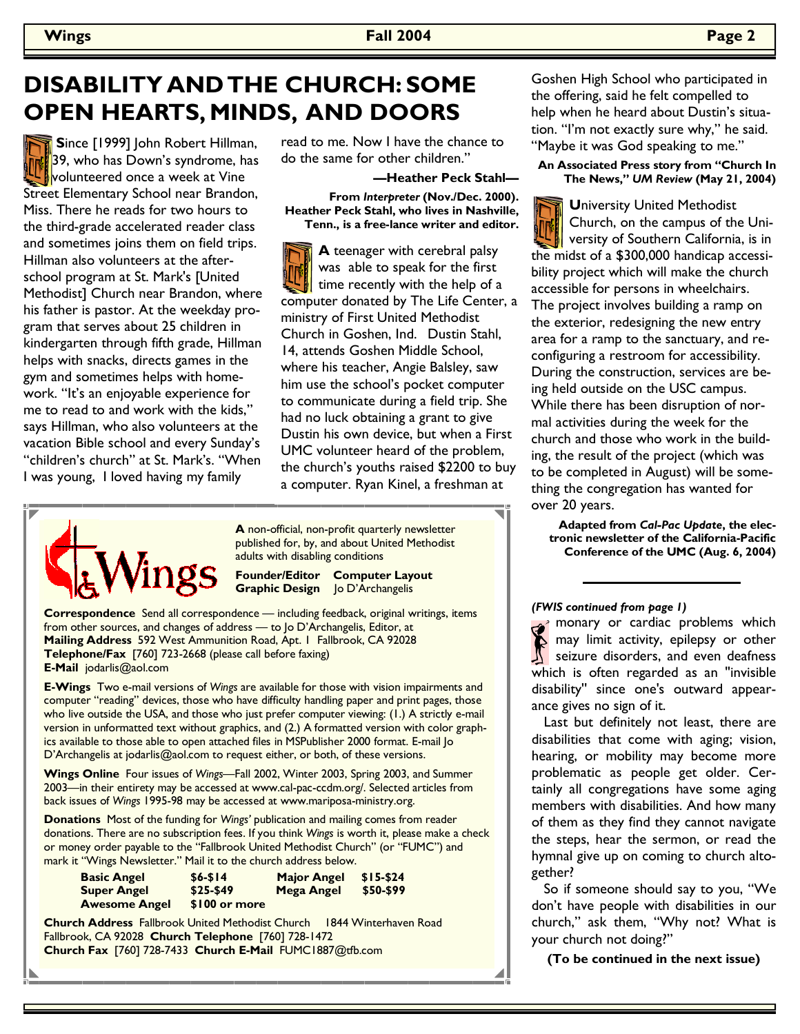# DISABILITY AND THE CHURCH: SOME OPEN HEARTS, MINDS, AND DOORS

**S**ince [1999] John Robert Hillman, 39, who has Down's syndrome, has volunteered once a week at Vine Street Elementary School near Brandon, Miss. There he reads for two hours to the third-grade accelerated reader class and sometimes joins them on field trips. Hillman also volunteers at the after-school program at St. Mark's [United Methodist] Church near Brandon, where his father is pastor. At the weekday program that serves about 25 children in kindergarten through fifth grade, Hillman helps with snacks, directs games in the gym and sometimes helps with homework. "It's an enjoyable experience for me to read to and work with the kids," says Hillman, who also volunteers at the vacation Bible school and every Sunday's "children's church" at St. Mark's. "When I was young, I loved having my family read to me. Now I have the chance to do the same for other children."

**—Heather Peck Stahl—**

**From *Interpreter* (Nov./Dec. 2000). Heather Peck Stahl, who lives in Nashville, Tenn., is a free-lance writer and editor.**

**A** teenager with cerebral palsy was able to speak for the first time recently with the help of a computer donated by The Life Center, a ministry of First United Methodist Church in Goshen, Ind. Dustin Stahl, 14, attends Goshen Middle School, where his teacher, Angie Balsley, saw him use the school's pocket computer to communicate during a field trip. She had no luck obtaining a grant to give Dustin his own device, but when a First UMC volunteer heard of the problem, the church's youths raised $2200 to buy a computer. Ryan Kinel, a freshman at Goshen High School who participated in the offering, said he felt compelled to help when he heard about Dustin's situation. "I'm not exactly sure why," he said. "Maybe it was God speaking to me."

**An Associated Press story from "Church In The News," *UM Review* (May 21, 2004)**

**U**niversity United Methodist Church, on the campus of the University of Southern California, is in the midst of a $300,000 handicap accessibility project which will make the church accessible for persons in wheelchairs. The project involves building a ramp on the exterior, redesigning the new entry area for a ramp to the sanctuary, and reconfiguring a restroom for accessibility. During the construction, services are being held outside on the USC campus. While there has been disruption of normal activities during the week for the church and those who work in the building, the result of the project (which was to be completed in August) will be something the congregation has wanted for over 20 years.

**Adapted from *Cal-Pac Update*, the electronic newsletter of the California-Pacific Conference of the UMC (Aug. 6, 2004)**

***(FWIS continued from page 1)***

monary or cardiac problems which may limit activity, epilepsy or other seizure disorders, and even deafness which is often regarded as an "invisible disability" since one's outward appearance gives no sign of it.

Last but definitely not least, there are disabilities that come with aging; vision, hearing, or mobility may become more problematic as people get older. Certainly all congregations have some aging members with disabilities. And how many of them as they find they cannot navigate the steps, hear the sermon, or read the hymnal give up on coming to church altogether?

So if someone should say to you, "We don't have people with disabilities in our church," ask them, "Why not? What is your church not doing?"

**(To be continued in the next issue)**

---

Wings

**A** non-official, non-profit quarterly newsletter published for, by, and about United Methodist adults with disabling conditions

**Founder/Editor Computer Layout Graphic Design** Jo D'Archangelis

**Correspondence** Send all correspondence — including feedback, original writings, items from other sources, and changes of address — to Jo D'Archangelis, Editor, at **Mailing Address** 592 West Ammunition Road, Apt. 1 Fallbrook, CA 92028 **Telephone/Fax** [760] 723-2668 (please call before faxing) **E-Mail** jodarlis@aol.com

**E-Wings** Two e-mail versions of *Wings* are available for those with vision impairments and computer "reading" devices, those who have difficulty handling paper and print pages, those who live outside the USA, and those who just prefer computer viewing: (1.) A strictly e-mail version in unformatted text without graphics, and (2.) A formatted version with color graphics available to those able to open attached files in MSPublisher 2000 format. E-mail Jo D'Archangelis at jodarlis@aol.com to request either, or both, of these versions.

**Wings Online** Four issues of *Wings*—Fall 2002, Winter 2003, Spring 2003, and Summer 2003—in their entirety may be accessed at www.cal-pac-ccdm.org/. Selected articles from back issues of *Wings* 1995-98 may be accessed at www.mariposa-ministry.org.

**Donations** Most of the funding for *Wings'* publication and mailing comes from reader donations. There are no subscription fees. If you think *Wings* is worth it, please make a check or money order payable to the "Fallbrook United Methodist Church" (or "FUMC") and mark it "Wings Newsletter." Mail it to the church address below.

| | | | |
|---|---|---|---|
| **Basic Angel** | **$6-$14** | **Major Angel** | **$15-$24** |
| **Super Angel** | **$25-$49** | **Mega Angel** | **$50-$99** |
| **Awesome Angel** | **$100 or more** | | |

**Church Address** Fallbrook United Methodist Church 1844 Winterhaven Road Fallbrook, CA 92028 **Church Telephone** [760] 728-1472 **Church Fax** [760] 728-7433 **Church E-Mail** FUMC1887@tfb.com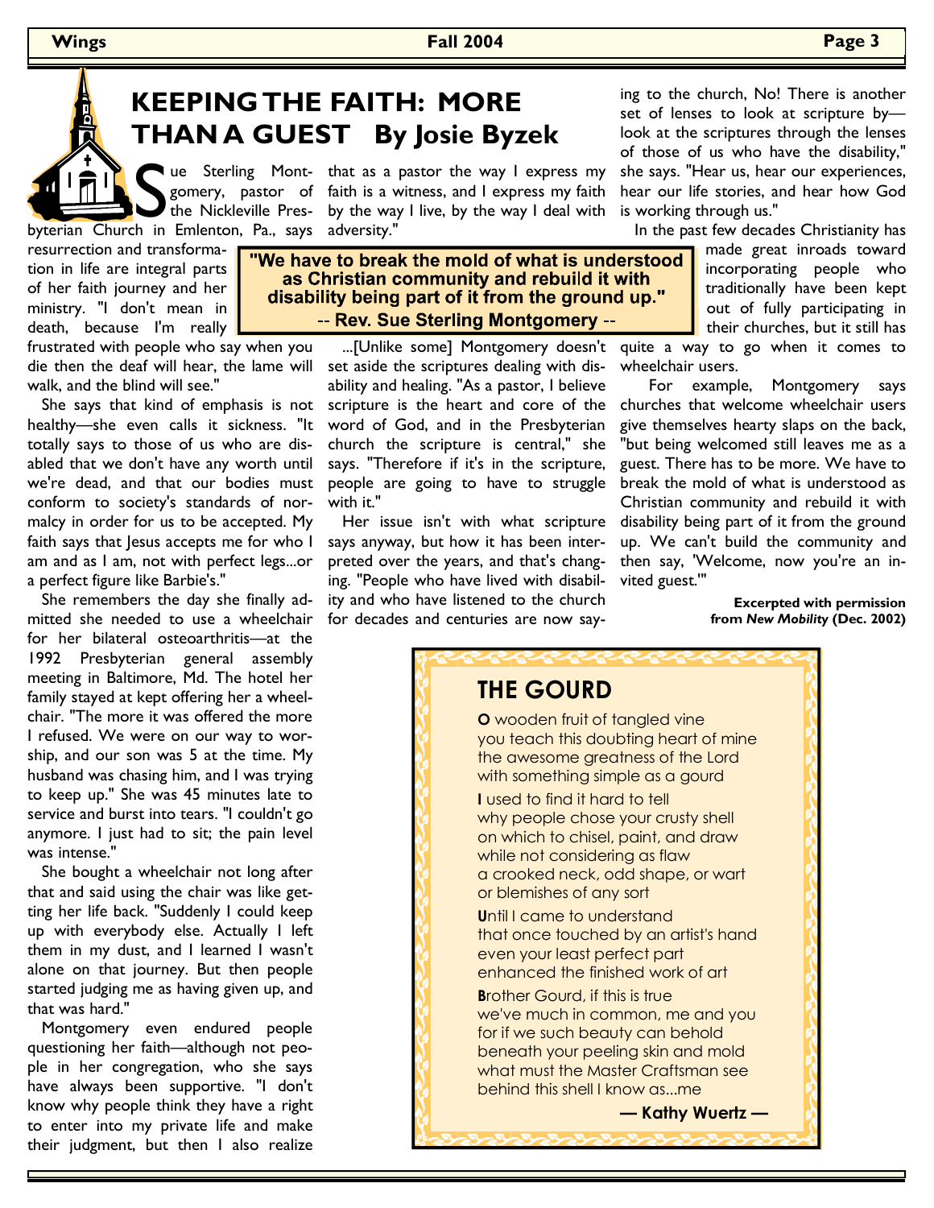# KEEPING THE FAITH: MORE THAN A GUEST By Josie Byzek

Sue Sterling Montgomery, pastor of the Nickleville Presbyterian Church in Emlenton, Pa., says resurrection and transformation in life are integral parts of her faith journey and her ministry. "I don't mean in death, because I'm really frustrated with people who say when you die then the deaf will hear, the lame will walk, and the blind will see."

She says that kind of emphasis is not healthy—she even calls it sickness. "It totally says to those of us who are disabled that we don't have any worth until we're dead, and that our bodies must conform to society's standards of normalcy in order for us to be accepted. My faith says that Jesus accepts me for who I am and as I am, not with perfect legs...or a perfect figure like Barbie's."

She remembers the day she finally admitted she needed to use a wheelchair for her bilateral osteoarthritis—at the 1992 Presbyterian general assembly meeting in Baltimore, Md. The hotel her family stayed at kept offering her a wheelchair. "The more it was offered the more I refused. We were on our way to worship, and our son was 5 at the time. My husband was chasing him, and I was trying to keep up." She was 45 minutes late to service and burst into tears. "I couldn't go anymore. I just had to sit; the pain level was intense."

She bought a wheelchair not long after that and said using the chair was like getting her life back. "Suddenly I could keep up with everybody else. Actually I left them in my dust, and I learned I wasn't alone on that journey. But then people started judging me as having given up, and that was hard."

Montgomery even endured people questioning her faith—although not people in her congregation, who she says have always been supportive. "I don't know why people think they have a right to enter into my private life and make their judgment, but then I also realize that as a pastor the way I express my faith is a witness, and I express my faith by the way I live, by the way I deal with adversity."

> **"We have to break the mold of what is understood as Christian community and rebuild it with disability being part of it from the ground up."**
> **-- Rev. Sue Sterling Montgomery --**

...[Unlike some] Montgomery doesn't set aside the scriptures dealing with disability and healing. "As a pastor, I believe scripture is the heart and core of the word of God, and in the Presbyterian church the scripture is central," she says. "Therefore if it's in the scripture, people are going to have to struggle with it."

Her issue isn't with what scripture says anyway, but how it has been interpreted over the years, and that's changing. "People who have lived with disability and who have listened to the church for decades and centuries are now saying to the church, No! There is another set of lenses to look at scripture by—look at the scriptures through the lenses of those of us who have the disability," she says. "Hear us, hear our experiences, hear our life stories, and hear how God is working through us."

In the past few decades Christianity has made great inroads toward incorporating people who traditionally have been kept out of fully participating in their churches, but it still has quite a way to go when it comes to wheelchair users.

For example, Montgomery says churches that welcome wheelchair users give themselves hearty slaps on the back, "but being welcomed still leaves me as a guest. There has to be more. We have to break the mold of what is understood as Christian community and rebuild it with disability being part of it from the ground up. We can't build the community and then say, 'Welcome, now you're an invited guest.'"

**Excerpted with permission from *New Mobility* (Dec. 2002)**

## THE GOURD

**O** wooden fruit of tangled vine
you teach this doubting heart of mine
the awesome greatness of the Lord
with something simple as a gourd

**I** used to find it hard to tell
why people chose your crusty shell
on which to chisel, paint, and draw
while not considering as flaw
a crooked neck, odd shape, or wart
or blemishes of any sort

**U**ntil I came to understand
that once touched by an artist's hand
even your least perfect part
enhanced the finished work of art

**B**rother Gourd, if this is true
we've much in common, me and you
for if we such beauty can behold
beneath your peeling skin and mold
what must the Master Craftsman see
behind this shell I know as...me

**— Kathy Wuertz —**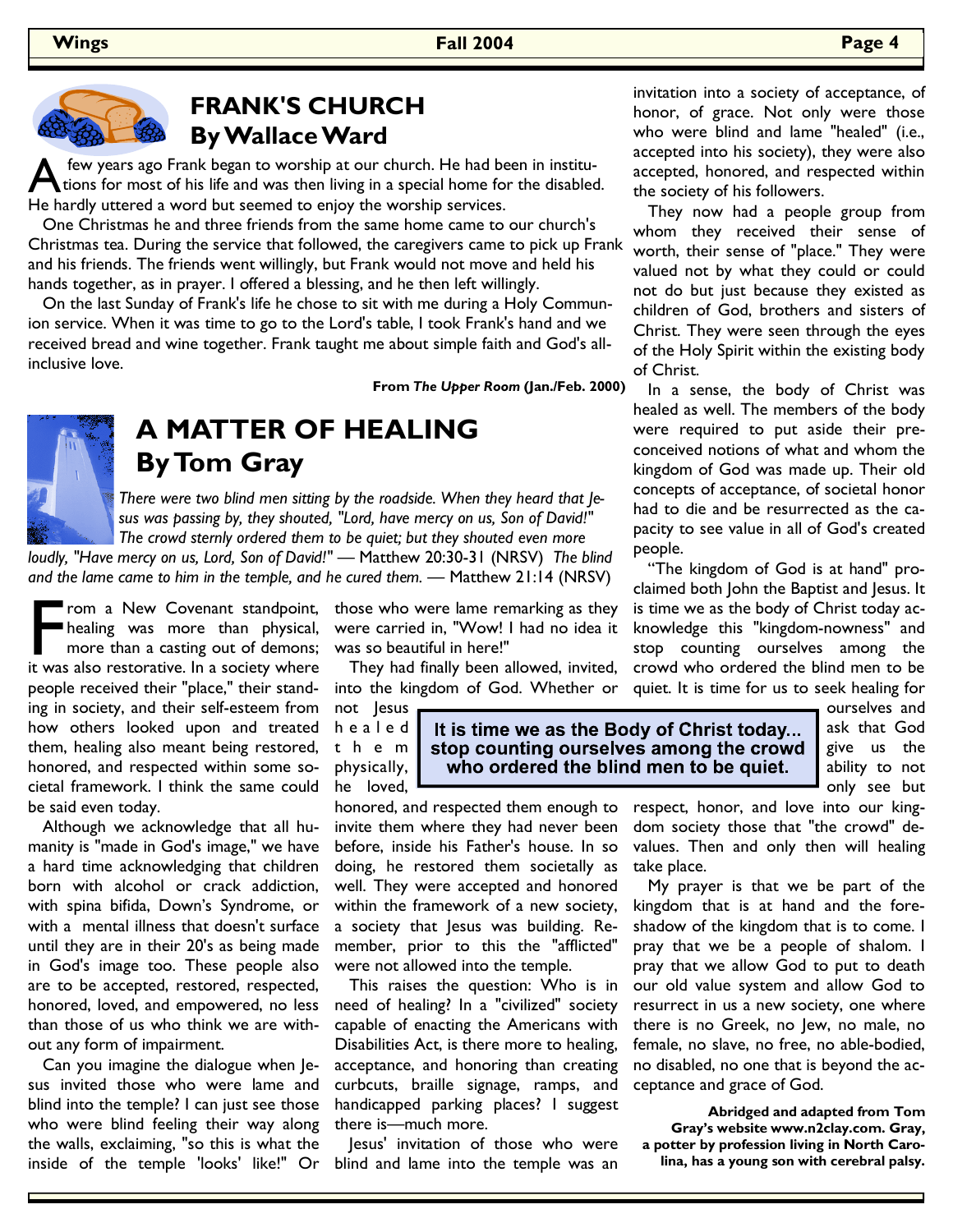## FRANK'S CHURCH
## By Wallace Ward

A few years ago Frank began to worship at our church. He had been in institutions for most of his life and was then living in a special home for the disabled. He hardly uttered a word but seemed to enjoy the worship services.

One Christmas he and three friends from the same home came to our church's Christmas tea. During the service that followed, the caregivers came to pick up Frank and his friends. The friends went willingly, but Frank would not move and held his hands together, as in prayer. I offered a blessing, and he then left willingly.

On the last Sunday of Frank's life he chose to sit with me during a Holy Communion service. When it was time to go to the Lord's table, I took Frank's hand and we received bread and wine together. Frank taught me about simple faith and God's all-inclusive love.

**From *The Upper Room* (Jan./Feb. 2000)**

## A MATTER OF HEALING
## By Tom Gray

*There were two blind men sitting by the roadside. When they heard that Jesus was passing by, they shouted, "Lord, have mercy on us, Son of David!" The crowd sternly ordered them to be quiet; but they shouted even more loudly, "Have mercy on us, Lord, Son of David!"* — Matthew 20:30-31 (NRSV) *The blind and the lame came to him in the temple, and he cured them.* — Matthew 21:14 (NRSV)

From a New Covenant standpoint, healing was more than physical, more than a casting out of demons; it was also restorative. In a society where people received their "place," their standing in society, and their self-esteem from how others looked upon and treated them, healing also meant being restored, honored, and respected within some societal framework. I think the same could be said even today.

Although we acknowledge that all humanity is "made in God's image," we have a hard time acknowledging that children born with alcohol or crack addiction, with spina bifida, Down's Syndrome, or with a mental illness that doesn't surface until they are in their 20's as being made in God's image too. These people also are to be accepted, restored, respected, honored, loved, and empowered, no less than those of us who think we are without any form of impairment.

Can you imagine the dialogue when Jesus invited those who were lame and blind into the temple? I can just see those who were blind feeling their way along the walls, exclaiming, "so this is what the inside of the temple 'looks' like!" Or those who were lame remarking as they were carried in, "Wow! I had no idea it was so beautiful in here!"

They had finally been allowed, invited, into the kingdom of God. Whether or not Jesus healed them physically, he loved, honored, and respected them enough to invite them where they had never been before, inside his Father's house. In so doing, he restored them societally as well. They were accepted and honored within the framework of a new society, a society that Jesus was building. Remember, prior to this the "afflicted" were not allowed into the temple.

> **It is time we as the Body of Christ today... stop counting ourselves among the crowd who ordered the blind men to be quiet.**

This raises the question: Who is in need of healing? In a "civilized" society capable of enacting the Americans with Disabilities Act, is there more to healing, acceptance, and honoring than creating curbcuts, braille signage, ramps, and handicapped parking places? I suggest there is—much more.

Jesus' invitation of those who were blind and lame into the temple was an invitation into a society of acceptance, of honor, of grace. Not only were those who were blind and lame "healed" (i.e., accepted into his society), they were also accepted, honored, and respected within the society of his followers.

They now had a people group from whom they received their sense of worth, their sense of "place." They were valued not by what they could or could not do but just because they existed as children of God, brothers and sisters of Christ. They were seen through the eyes of the Holy Spirit within the existing body of Christ.

In a sense, the body of Christ was healed as well. The members of the body were required to put aside their preconceived notions of what and whom the kingdom of God was made up. Their old concepts of acceptance, of societal honor had to die and be resurrected as the capacity to see value in all of God's created people.

"The kingdom of God is at hand" proclaimed both John the Baptist and Jesus. It is time we as the body of Christ today acknowledge this "kingdom-nowness" and stop counting ourselves among the crowd who ordered the blind men to be quiet. It is time for us to seek healing for ourselves and ask that God give us the ability to not only see but respect, honor, and love into our kingdom society those that "the crowd" devalues. Then and only then will healing take place.

My prayer is that we be part of the kingdom that is at hand and the foreshadow of the kingdom that is to come. I pray that we be a people of shalom. I pray that we allow God to put to death our old value system and allow God to resurrect in us a new society, one where there is no Greek, no Jew, no male, no female, no slave, no free, no able-bodied, no disabled, no one that is beyond the acceptance and grace of God.

**Abridged and adapted from Tom Gray's website www.n2clay.com. Gray, a potter by profession living in North Carolina, has a young son with cerebral palsy.**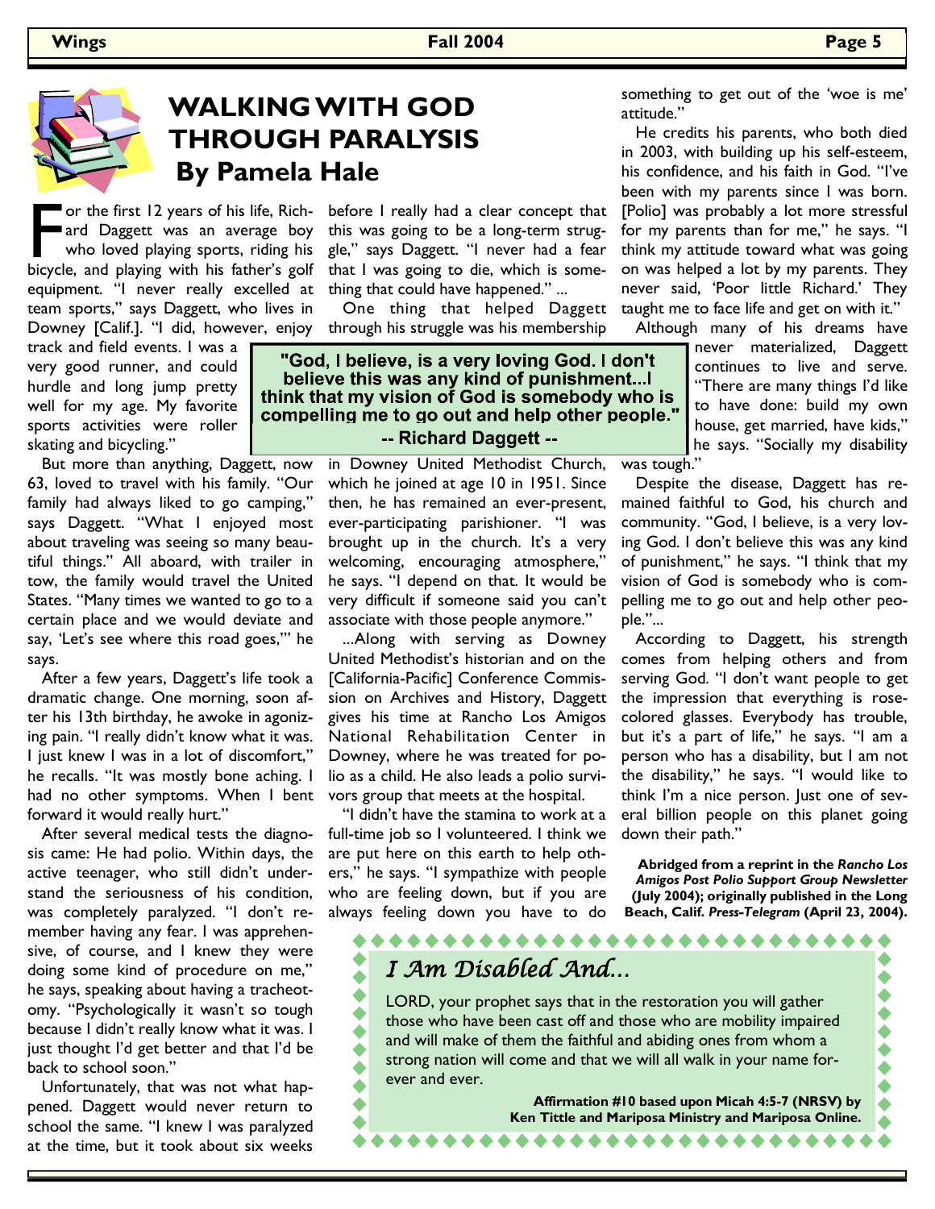# WALKING WITH GOD THROUGH PARALYSIS

## By Pamela Hale

For the first 12 years of his life, Richard Daggett was an average boy who loved playing sports, riding his bicycle, and playing with his father's golf equipment. "I never really excelled at team sports," says Daggett, who lives in Downey [Calif.]. "I did, however, enjoy track and field events. I was a very good runner, and could hurdle and long jump pretty well for my age. My favorite sports activities were roller skating and bicycling."

But more than anything, Daggett, now 63, loved to travel with his family. "Our family had always liked to go camping," says Daggett. "What I enjoyed most about traveling was seeing so many beautiful things." All aboard, with trailer in tow, the family would travel the United States. "Many times we wanted to go to a certain place and we would deviate and say, 'Let's see where this road goes,'" he says.

After a few years, Daggett's life took a dramatic change. One morning, soon after his 13th birthday, he awoke in agonizing pain. "I really didn't know what it was. I just knew I was in a lot of discomfort," he recalls. "It was mostly bone aching. I had no other symptoms. When I bent forward it would really hurt."

After several medical tests the diagnosis came: He had polio. Within days, the active teenager, who still didn't understand the seriousness of his condition, was completely paralyzed. "I don't remember having any fear. I was apprehensive, of course, and I knew they were doing some kind of procedure on me," he says, speaking about having a tracheotomy. "Psychologically it wasn't so tough because I didn't really know what it was. I just thought I'd get better and that I'd be back to school soon."

Unfortunately, that was not what happened. Daggett would never return to school the same. "I knew I was paralyzed at the time, but it took about six weeks before I really had a clear concept that this was going to be a long-term struggle," says Daggett. "I never had a fear that I was going to die, which is something that could have happened." ...

One thing that helped Daggett through his struggle was his membership in Downey United Methodist Church, which he joined at age 10 in 1951. Since then, he has remained an ever-present, ever-participating parishioner. "I was brought up in the church. It's a very welcoming, encouraging atmosphere," he says. "I depend on that. It would be very difficult if someone said you can't associate with those people anymore."

> **"God, I believe, is a very loving God. I don't believe this was any kind of punishment...I think that my vision of God is somebody who is compelling me to go out and help other people."**
> **-- Richard Daggett --**

...Along with serving as Downey United Methodist's historian and on the [California-Pacific] Conference Commission on Archives and History, Daggett gives his time at Rancho Los Amigos National Rehabilitation Center in Downey, where he was treated for polio as a child. He also leads a polio survivors group that meets at the hospital.

"I didn't have the stamina to work at a full-time job so I volunteered. I think we are put here on this earth to help others," he says. "I sympathize with people who are feeling down, but if you are always feeling down you have to do something to get out of the 'woe is me' attitude."

He credits his parents, who both died in 2003, with building up his self-esteem, his confidence, and his faith in God. "I've been with my parents since I was born. [Polio] was probably a lot more stressful for my parents than for me," he says. "I think my attitude toward what was going on was helped a lot by my parents. They never said, 'Poor little Richard.' They taught me to face life and get on with it."

Although many of his dreams have never materialized, Daggett continues to live and serve. "There are many things I'd like to have done: build my own house, get married, have kids," he says. "Socially my disability was tough."

Despite the disease, Daggett has remained faithful to God, his church and community. "God, I believe, is a very loving God. I don't believe this was any kind of punishment," he says. "I think that my vision of God is somebody who is compelling me to go out and help other people."...

According to Daggett, his strength comes from helping others and from serving God. "I don't want people to get the impression that everything is rose-colored glasses. Everybody has trouble, but it's a part of life," he says. "I am a person who has a disability, but I am not the disability," he says. "I would like to think I'm a nice person. Just one of several billion people on this planet going down their path."

**Abridged from a reprint in the *Rancho Los Amigos Post Polio Support Group Newsletter* (July 2004); originally published in the Long Beach, Calif. *Press-Telegram* (April 23, 2004).**

---

## *I Am Disabled And...*

LORD, your prophet says that in the restoration you will gather those who have been cast off and those who are mobility impaired and will make of them the faithful and abiding ones from whom a strong nation will come and that we will all walk in your name forever and ever.

**Affirmation #10 based upon Micah 4:5-7 (NRSV) by Ken Tittle and Mariposa Ministry and Mariposa Online.**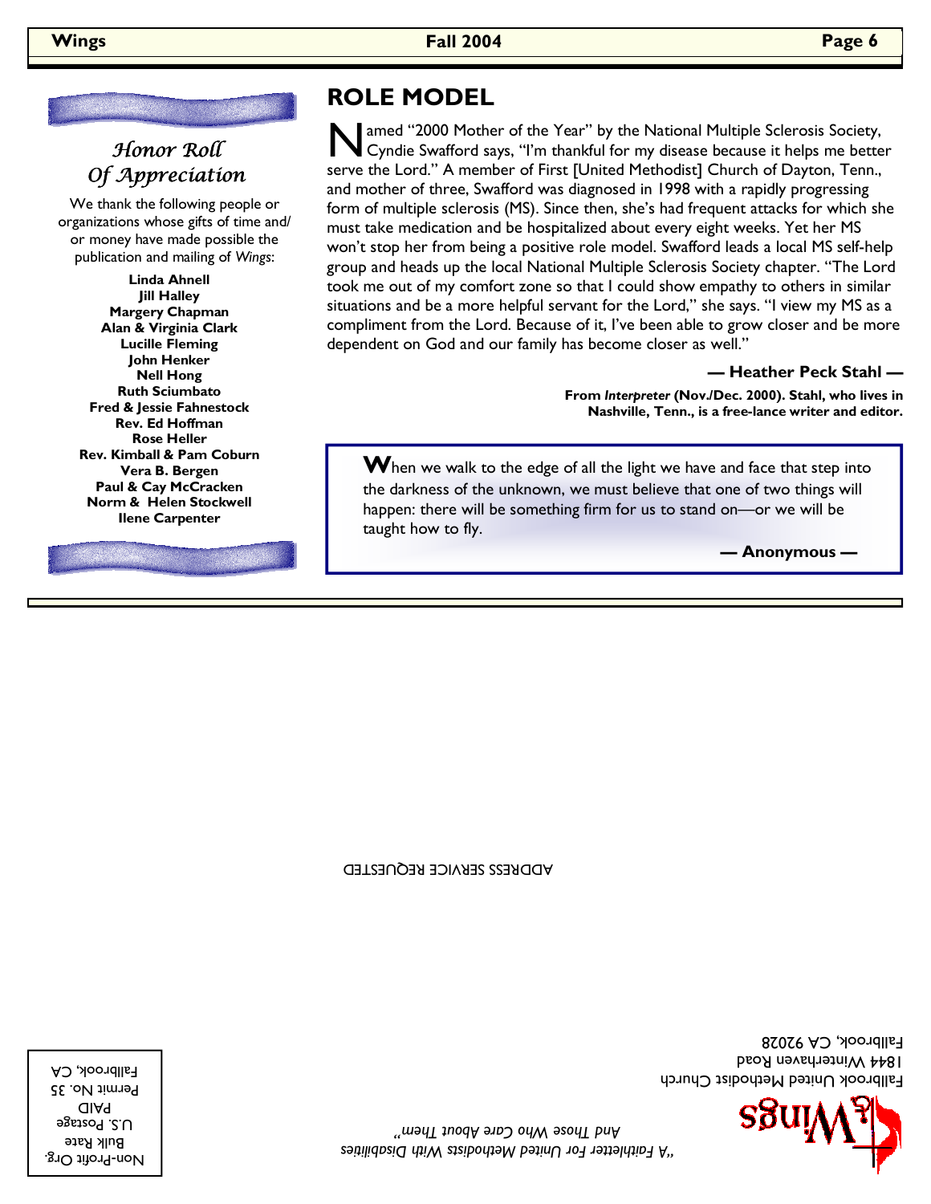## Honor Roll Of Appreciation

We thank the following people or organizations whose gifts of time and/ or money have made possible the publication and mailing of *Wings*:

**Linda Ahnell**
**Jill Halley**
**Margery Chapman**
**Alan & Virginia Clark**
**Lucille Fleming**
**John Henker**
**Nell Hong**
**Ruth Sciumbato**
**Fred & Jessie Fahnestock**
**Rev. Ed Hoffman**
**Rose Heller**
**Rev. Kimball & Pam Coburn**
**Vera B. Bergen**
**Paul & Cay McCracken**
**Norm & Helen Stockwell**
**Ilene Carpenter**

# ROLE MODEL

Named "2000 Mother of the Year" by the National Multiple Sclerosis Society, Cyndie Swafford says, "I'm thankful for my disease because it helps me better serve the Lord." A member of First [United Methodist] Church of Dayton, Tenn., and mother of three, Swafford was diagnosed in 1998 with a rapidly progressing form of multiple sclerosis (MS). Since then, she's had frequent attacks for which she must take medication and be hospitalized about every eight weeks. Yet her MS won't stop her from being a positive role model. Swafford leads a local MS self-help group and heads up the local National Multiple Sclerosis Society chapter. "The Lord took me out of my comfort zone so that I could show empathy to others in similar situations and be a more helpful servant for the Lord," she says. "I view my MS as a compliment from the Lord. Because of it, I've been able to grow closer and be more dependent on God and our family has become closer as well."

**— Heather Peck Stahl —**

**From *Interpreter* (Nov./Dec. 2000). Stahl, who lives in Nashville, Tenn., is a free-lance writer and editor.**

**W**hen we walk to the edge of all the light we have and face that step into the darkness of the unknown, we must believe that one of two things will happen: there will be something firm for us to stand on—or we will be taught how to fly.

**— Anonymous —**

Wings

Fallbrook United Methodist Church
1844 Winterhaven Road
Fallbrook, CA 92028

*"A Faithletter For United Methodists With Disabilities And Those Who Care About Them"*

Non-Profit Org.
Bulk Rate
U.S. Postage
PAID
Permit No. 35
Fallbrook, CA

ADDRESS SERVICE REQUESTED